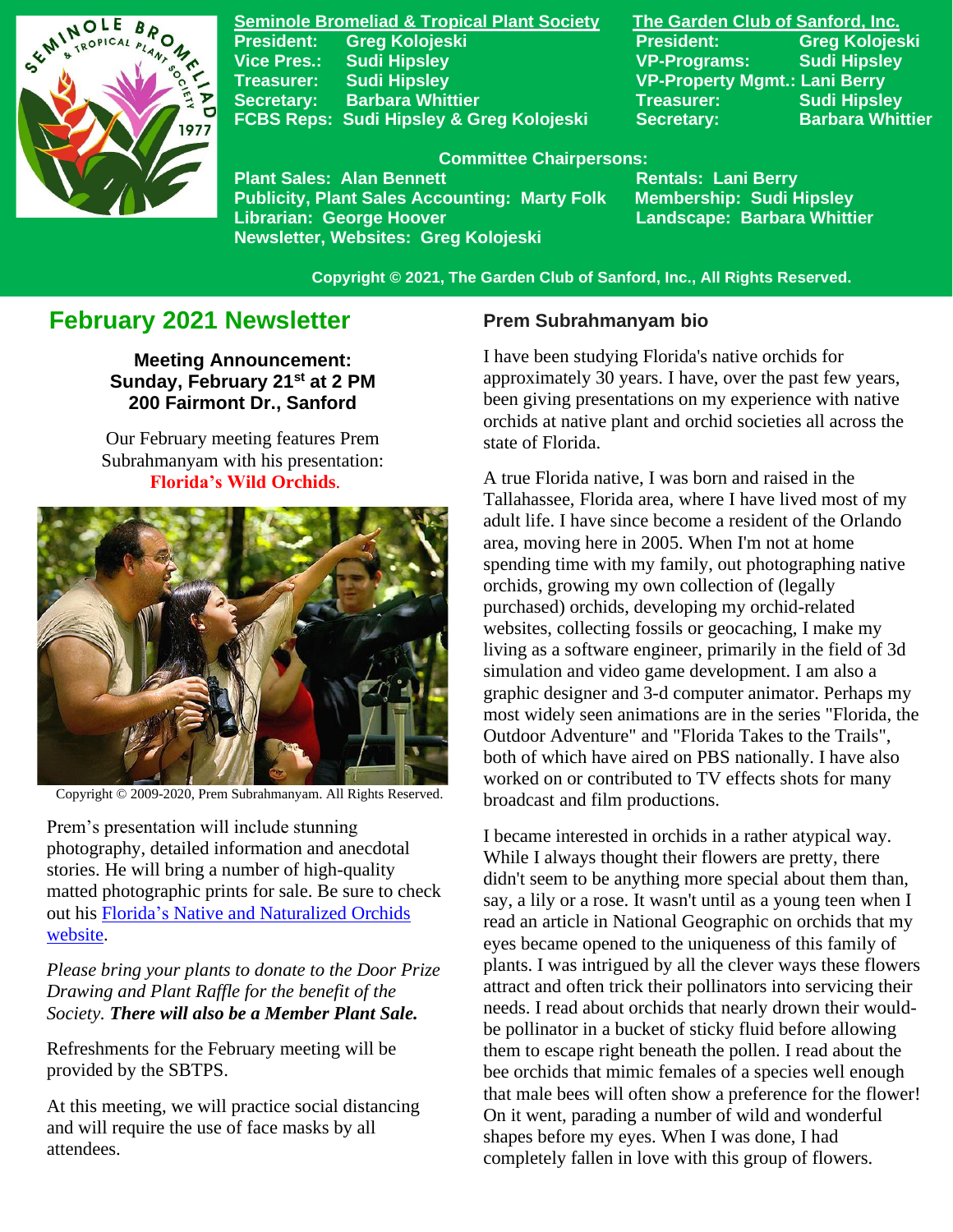**Seminole Bromeliad & Tropical Plant Society**

President: Greg Kolojeski
Vice Pres.: Sudi Hipsley
Treasurer: Sudi Hipsley
Secretary: Barbara Whittier
FCBS Reps: Sudi Hipsley & Greg Kolojeski

**The Garden Club of Sanford, Inc.**

President: Greg Kolojeski
VP-Programs: Sudi Hipsley
VP-Property Mgmt.: Lani Berry
Treasurer: Sudi Hipsley
Secretary: Barbara Whittier

**Committee Chairpersons:**

Plant Sales: Alan Bennett
Publicity, Plant Sales Accounting: Marty Folk
Librarian: George Hoover
Newsletter, Websites: Greg Kolojeski
Rentals: Lani Berry
Membership: Sudi Hipsley
Landscape: Barbara Whittier

Copyright © 2021, The Garden Club of Sanford, Inc., All Rights Reserved.

# February 2021 Newsletter

**Meeting Announcement:**
**Sunday, February 21st at 2 PM**
**200 Fairmont Dr., Sanford**

Our February meeting features Prem Subrahmanyam with his presentation: **Florida's Wild Orchids**.

Copyright © 2009-2020, Prem Subrahmanyam. All Rights Reserved.

Prem's presentation will include stunning photography, detailed information and anecdotal stories. He will bring a number of high-quality matted photographic prints for sale. Be sure to check out his Florida's Native and Naturalized Orchids website.

*Please bring your plants to donate to the Door Prize Drawing and Plant Raffle for the benefit of the Society.* ***There will also be a Member Plant Sale.***

Refreshments for the February meeting will be provided by the SBTPS.

At this meeting, we will practice social distancing and will require the use of face masks by all attendees.

### Prem Subrahmanyam bio

I have been studying Florida's native orchids for approximately 30 years. I have, over the past few years, been giving presentations on my experience with native orchids at native plant and orchid societies all across the state of Florida.

A true Florida native, I was born and raised in the Tallahassee, Florida area, where I have lived most of my adult life. I have since become a resident of the Orlando area, moving here in 2005. When I'm not at home spending time with my family, out photographing native orchids, growing my own collection of (legally purchased) orchids, developing my orchid-related websites, collecting fossils or geocaching, I make my living as a software engineer, primarily in the field of 3d simulation and video game development. I am also a graphic designer and 3-d computer animator. Perhaps my most widely seen animations are in the series "Florida, the Outdoor Adventure" and "Florida Takes to the Trails", both of which have aired on PBS nationally. I have also worked on or contributed to TV effects shots for many broadcast and film productions.

I became interested in orchids in a rather atypical way. While I always thought their flowers are pretty, there didn't seem to be anything more special about them than, say, a lily or a rose. It wasn't until as a young teen when I read an article in National Geographic on orchids that my eyes became opened to the uniqueness of this family of plants. I was intrigued by all the clever ways these flowers attract and often trick their pollinators into servicing their needs. I read about orchids that nearly drown their would-be pollinator in a bucket of sticky fluid before allowing them to escape right beneath the pollen. I read about the bee orchids that mimic females of a species well enough that male bees will often show a preference for the flower! On it went, parading a number of wild and wonderful shapes before my eyes. When I was done, I had completely fallen in love with this group of flowers.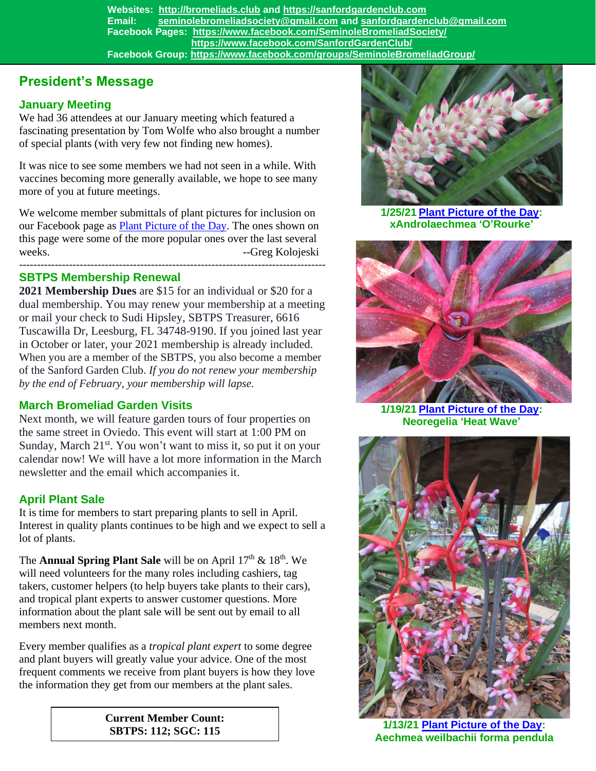**Websites:** http://bromeliads.club and https://sanfordgardenclub.com
**Email:** seminolebromeliadsociety@gmail.com and sanfordgardenclub@gmail.com
**Facebook Pages:** https://www.facebook.com/SeminoleBromeliadSociety/
https://www.facebook.com/SanfordGardenClub/
**Facebook Group:** https://www.facebook.com/groups/SeminoleBromeliadGroup/

## President's Message

### January Meeting

We had 36 attendees at our January meeting which featured a fascinating presentation by Tom Wolfe who also brought a number of special plants (with very few not finding new homes).

It was nice to see some members we had not seen in a while. With vaccines becoming more generally available, we hope to see many more of you at future meetings.

We welcome member submittals of plant pictures for inclusion on our Facebook page as Plant Picture of the Day. The ones shown on this page were some of the more popular ones over the last several weeks.

--Greg Kolojeski

---

### SBTPS Membership Renewal

**2021 Membership Dues** are $15 for an individual or $20 for a dual membership. You may renew your membership at a meeting or mail your check to Sudi Hipsley, SBTPS Treasurer, 6616 Tuscawilla Dr, Leesburg, FL 34748-9190. If you joined last year in October or later, your 2021 membership is already included. When you are a member of the SBTPS, you also become a member of the Sanford Garden Club. *If you do not renew your membership by the end of February, your membership will lapse.*

### March Bromeliad Garden Visits

Next month, we will feature garden tours of four properties on the same street in Oviedo. This event will start at 1:00 PM on Sunday, March 21st. You won't want to miss it, so put it on your calendar now! We will have a lot more information in the March newsletter and the email which accompanies it.

### April Plant Sale

It is time for members to start preparing plants to sell in April. Interest in quality plants continues to be high and we expect to sell a lot of plants.

The **Annual Spring Plant Sale** will be on April 17th & 18th. We will need volunteers for the many roles including cashiers, tag takers, customer helpers (to help buyers take plants to their cars), and tropical plant experts to answer customer questions. More information about the plant sale will be sent out by email to all members next month.

Every member qualifies as a *tropical plant expert* to some degree and plant buyers will greatly value your advice. One of the most frequent comments we receive from plant buyers is how they love the information they get from our members at the plant sales.

**Current Member Count:**
**SBTPS: 112; SGC: 115**

**1/25/21 Plant Picture of the Day: xAndrolaechmea 'O'Rourke'**

**1/19/21 Plant Picture of the Day: Neoregelia 'Heat Wave'**

**1/13/21 Plant Picture of the Day: Aechmea weilbachii forma pendula**